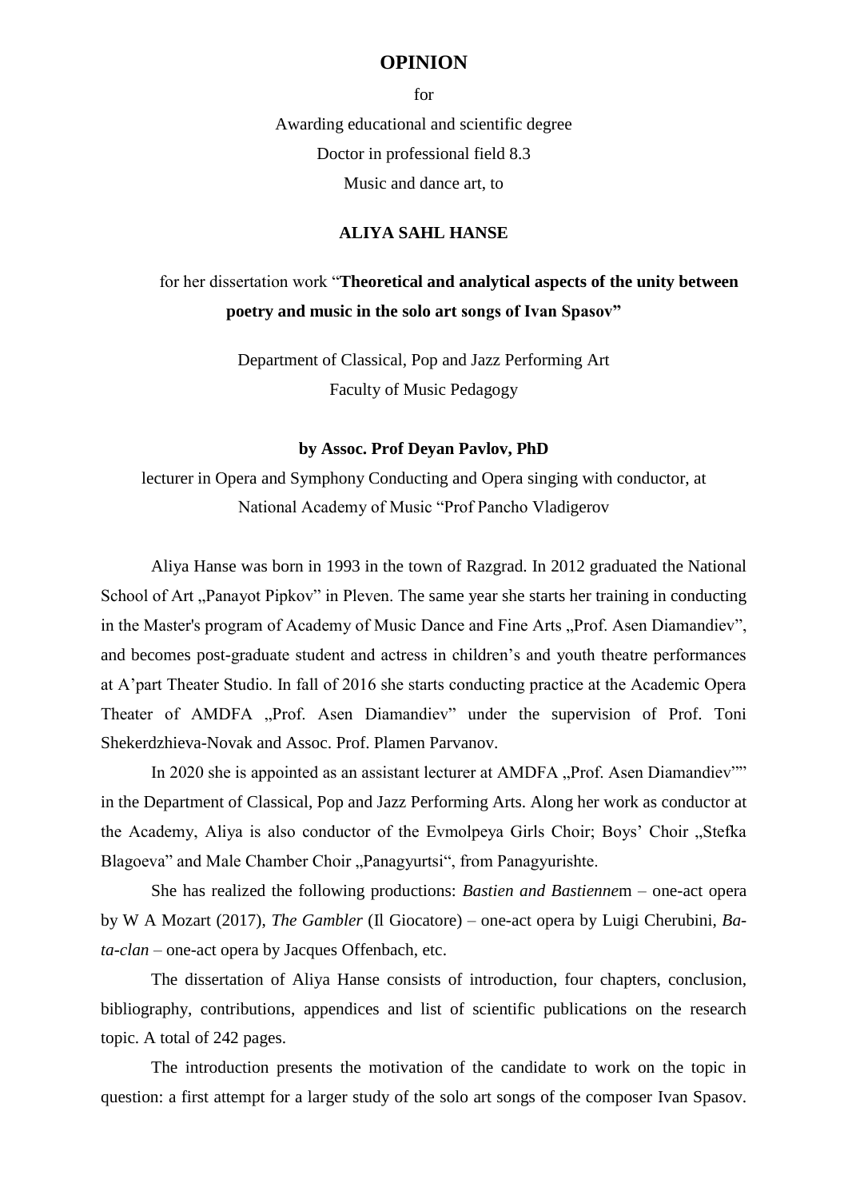# OPINION

for

Awarding educational and scientific degree

Doctor in professional field 8.3

Music and dance art, to

**ALIYA SAHL HANSE**

for her dissertation work "**Theoretical and analytical aspects of the unity between poetry and music in the solo art songs of Ivan Spasov"**

Department of Classical, Pop and Jazz Performing Art

Faculty of Music Pedagogy

**by Assoc. Prof Deyan Pavlov, PhD**

lecturer in Opera and Symphony Conducting and Opera singing with conductor, at National Academy of Music "Prof Pancho Vladigerov

Aliya Hanse was born in 1993 in the town of Razgrad. In 2012 graduated the National School of Art „Panayot Pipkov" in Pleven. The same year she starts her training in conducting in the Master's program of Academy of Music Dance and Fine Arts „Prof. Asen Diamandiev", and becomes post-graduate student and actress in children's and youth theatre performances at A'part Theater Studio. In fall of 2016 she starts conducting practice at the Academic Opera Theater of AMDFA „Prof. Asen Diamandiev" under the supervision of Prof. Toni Shekerdzhieva-Novak and Assoc. Prof. Plamen Parvanov.

In 2020 she is appointed as an assistant lecturer at AMDFA „Prof. Asen Diamandiev"" in the Department of Classical, Pop and Jazz Performing Arts. Along her work as conductor at the Academy, Aliya is also conductor of the Evmolpeya Girls Choir; Boys' Choir „Stefka Blagoeva" and Male Chamber Choir „Panagyurtsi", from Panagyurishte.

She has realized the following productions: *Bastien and Bastienne*m – one-act opera by W A Mozart (2017), *The Gambler* (Il Giocatore) – one-act opera by Luigi Cherubini, *Ba-ta-clan* – one-act opera by Jacques Offenbach, etc.

The dissertation of Aliya Hanse consists of introduction, four chapters, conclusion, bibliography, contributions, appendices and list of scientific publications on the research topic. A total of 242 pages.

The introduction presents the motivation of the candidate to work on the topic in question: a first attempt for a larger study of the solo art songs of the composer Ivan Spasov.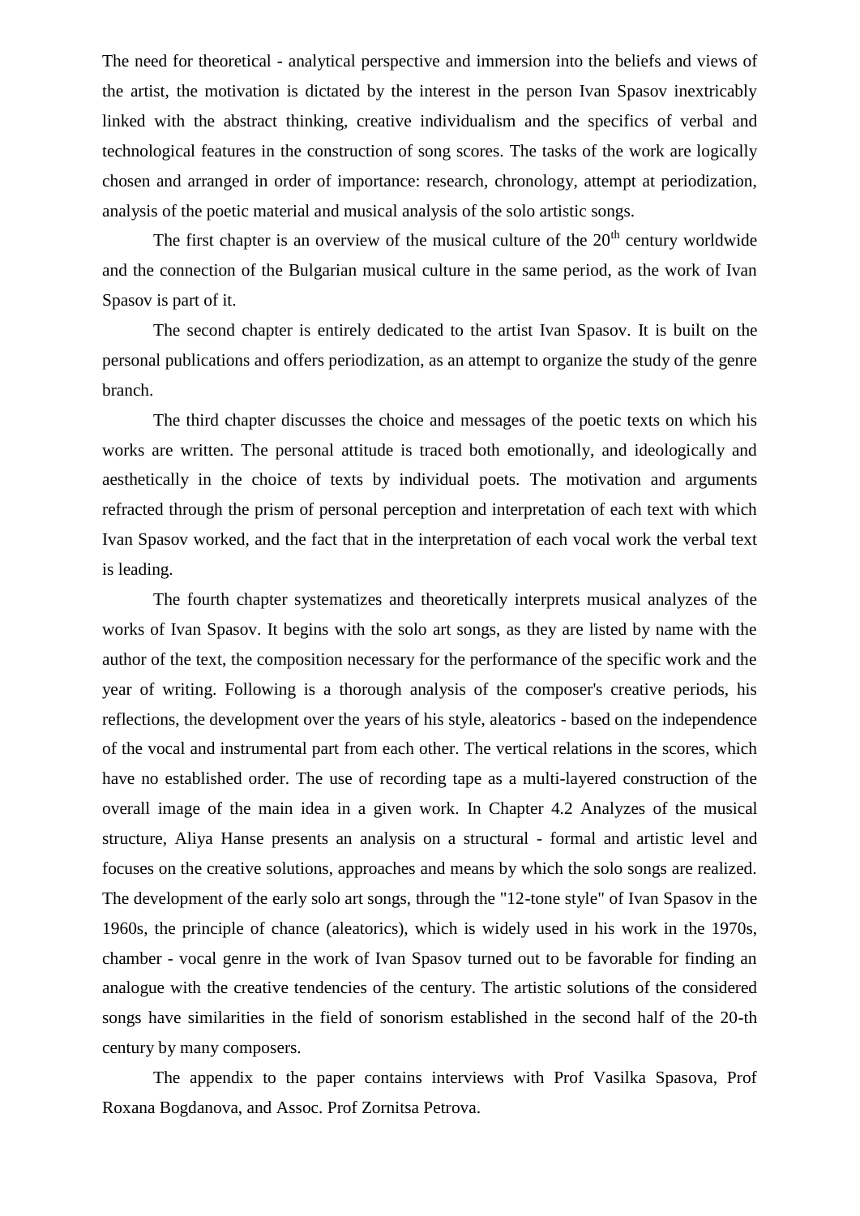The need for theoretical - analytical perspective and immersion into the beliefs and views of the artist, the motivation is dictated by the interest in the person Ivan Spasov inextricably linked with the abstract thinking, creative individualism and the specifics of verbal and technological features in the construction of song scores. The tasks of the work are logically chosen and arranged in order of importance: research, chronology, attempt at periodization, analysis of the poetic material and musical analysis of the solo artistic songs.

The first chapter is an overview of the musical culture of the 20$^{th}$ century worldwide and the connection of the Bulgarian musical culture in the same period, as the work of Ivan Spasov is part of it.

The second chapter is entirely dedicated to the artist Ivan Spasov. It is built on the personal publications and offers periodization, as an attempt to organize the study of the genre branch.

The third chapter discusses the choice and messages of the poetic texts on which his works are written. The personal attitude is traced both emotionally, and ideologically and aesthetically in the choice of texts by individual poets. The motivation and arguments refracted through the prism of personal perception and interpretation of each text with which Ivan Spasov worked, and the fact that in the interpretation of each vocal work the verbal text is leading.

The fourth chapter systematizes and theoretically interprets musical analyzes of the works of Ivan Spasov. It begins with the solo art songs, as they are listed by name with the author of the text, the composition necessary for the performance of the specific work and the year of writing. Following is a thorough analysis of the composer's creative periods, his reflections, the development over the years of his style, aleatorics - based on the independence of the vocal and instrumental part from each other. The vertical relations in the scores, which have no established order. The use of recording tape as a multi-layered construction of the overall image of the main idea in a given work. In Chapter 4.2 Analyzes of the musical structure, Aliya Hanse presents an analysis on a structural - formal and artistic level and focuses on the creative solutions, approaches and means by which the solo songs are realized. The development of the early solo art songs, through the "12-tone style" of Ivan Spasov in the 1960s, the principle of chance (aleatorics), which is widely used in his work in the 1970s, chamber - vocal genre in the work of Ivan Spasov turned out to be favorable for finding an analogue with the creative tendencies of the century. The artistic solutions of the considered songs have similarities in the field of sonorism established in the second half of the 20-th century by many composers.

The appendix to the paper contains interviews with Prof Vasilka Spasova, Prof Roxana Bogdanova, and Assoc. Prof Zornitsa Petrova.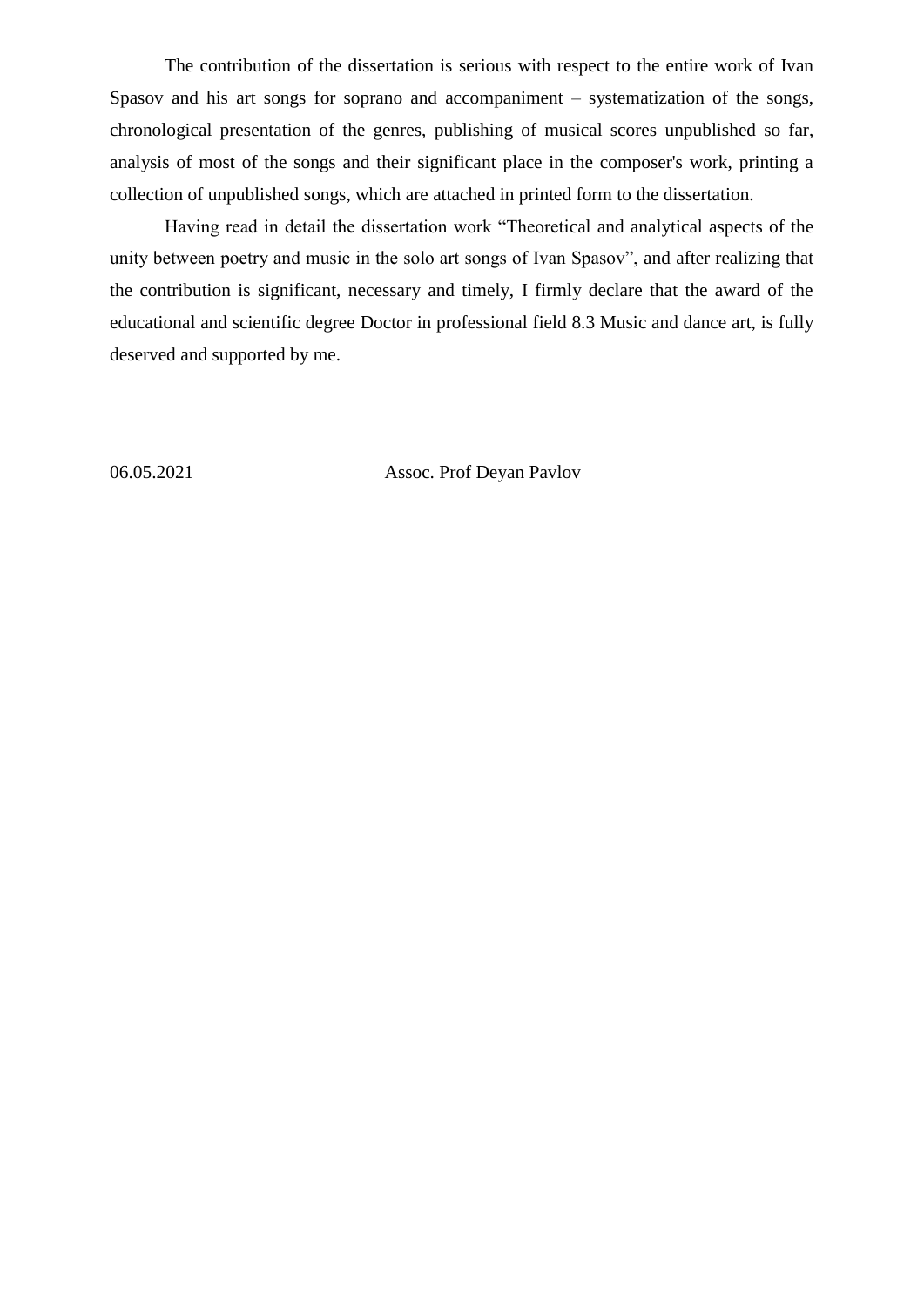The contribution of the dissertation is serious with respect to the entire work of Ivan Spasov and his art songs for soprano and accompaniment – systematization of the songs, chronological presentation of the genres, publishing of musical scores unpublished so far, analysis of most of the songs and their significant place in the composer's work, printing a collection of unpublished songs, which are attached in printed form to the dissertation.

Having read in detail the dissertation work "Theoretical and analytical aspects of the unity between poetry and music in the solo art songs of Ivan Spasov", and after realizing that the contribution is significant, necessary and timely, I firmly declare that the award of the educational and scientific degree Doctor in professional field 8.3 Music and dance art, is fully deserved and supported by me.

06.05.2021 Assoc. Prof Deyan Pavlov